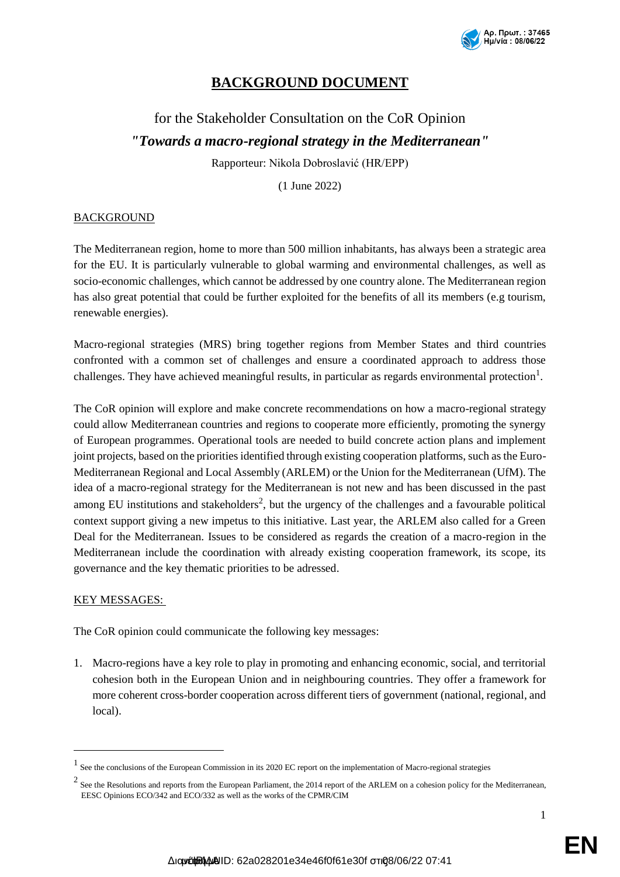# BACKGROUND DOCUMENT

for the Stakeholder Consultation on the CoR Opinion

***"Towards a macro-regional strategy in the Mediterranean"***

Rapporteur: Nikola Dobroslavić (HR/EPP)

(1 June 2022)

## BACKGROUND

The Mediterranean region, home to more than 500 million inhabitants, has always been a strategic area for the EU. It is particularly vulnerable to global warming and environmental challenges, as well as socio-economic challenges, which cannot be addressed by one country alone. The Mediterranean region has also great potential that could be further exploited for the benefits of all its members (e.g tourism, renewable energies).

Macro-regional strategies (MRS) bring together regions from Member States and third countries confronted with a common set of challenges and ensure a coordinated approach to address those challenges. They have achieved meaningful results, in particular as regards environmental protection[1].

The CoR opinion will explore and make concrete recommendations on how a macro-regional strategy could allow Mediterranean countries and regions to cooperate more efficiently, promoting the synergy of European programmes. Operational tools are needed to build concrete action plans and implement joint projects, based on the priorities identified through existing cooperation platforms, such as the Euro-Mediterranean Regional and Local Assembly (ARLEM) or the Union for the Mediterranean (UfM). The idea of a macro-regional strategy for the Mediterranean is not new and has been discussed in the past among EU institutions and stakeholders[2], but the urgency of the challenges and a favourable political context support giving a new impetus to this initiative. Last year, the ARLEM also called for a Green Deal for the Mediterranean. Issues to be considered as regards the creation of a macro-region in the Mediterranean include the coordination with already existing cooperation framework, its scope, its governance and the key thematic priorities to be adressed.

## KEY MESSAGES:

The CoR opinion could communicate the following key messages:

1. Macro-regions have a key role to play in promoting and enhancing economic, social, and territorial cohesion both in the European Union and in neighbouring countries. They offer a framework for more coherent cross-border cooperation across different tiers of government (national, regional, and local).

---

[1] See the conclusions of the European Commission in its 2020 EC report on the implementation of Macro-regional strategies

[2] See the Resolutions and reports from the European Parliament, the 2014 report of the ARLEM on a cohesion policy for the Mediterranean, EESC Opinions ECO/342 and ECO/332 as well as the works of the CPMR/CIM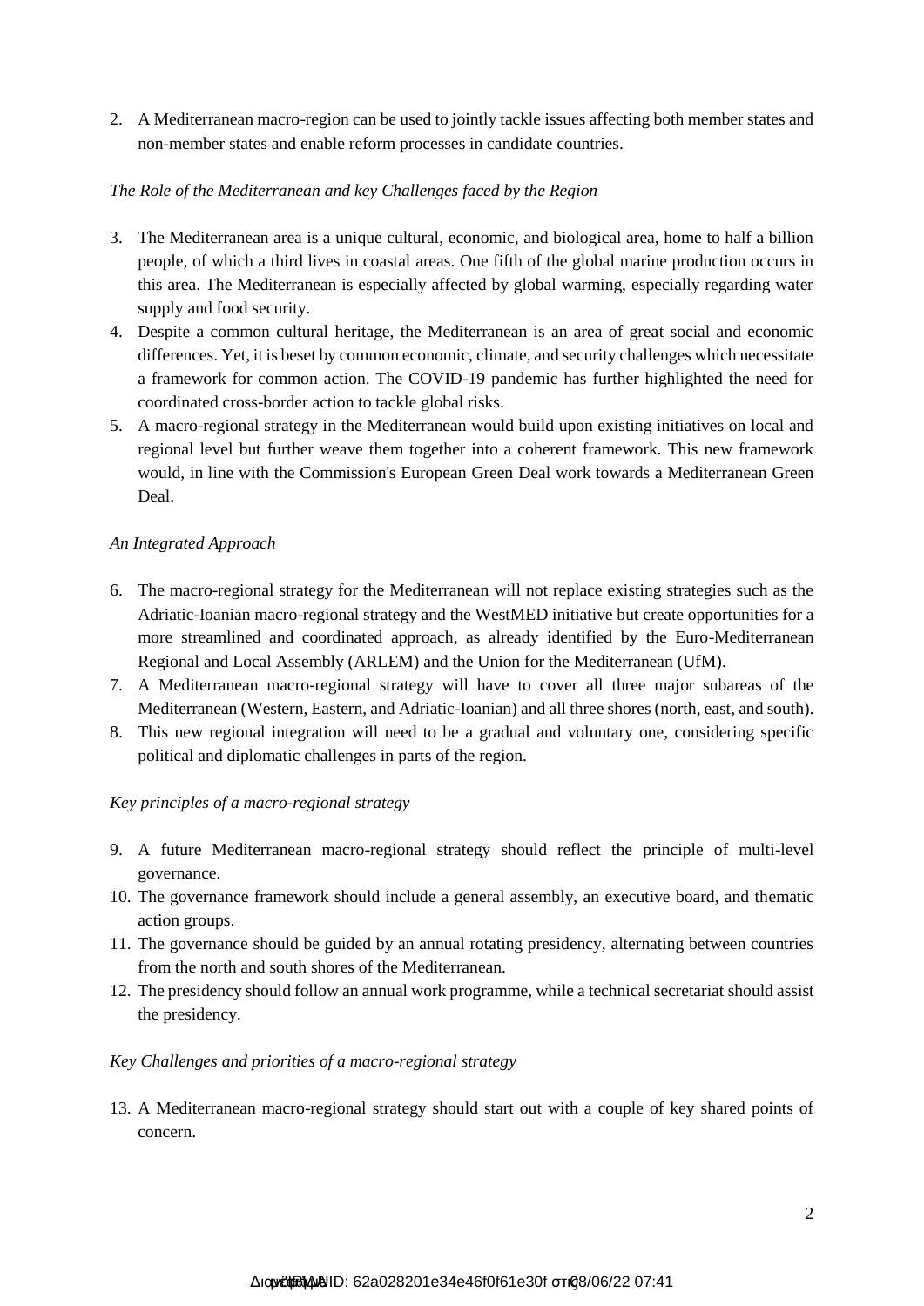2. A Mediterranean macro-region can be used to jointly tackle issues affecting both member states and non-member states and enable reform processes in candidate countries.

*The Role of the Mediterranean and key Challenges faced by the Region*

3. The Mediterranean area is a unique cultural, economic, and biological area, home to half a billion people, of which a third lives in coastal areas. One fifth of the global marine production occurs in this area. The Mediterranean is especially affected by global warming, especially regarding water supply and food security.
4. Despite a common cultural heritage, the Mediterranean is an area of great social and economic differences. Yet, it is beset by common economic, climate, and security challenges which necessitate a framework for common action. The COVID-19 pandemic has further highlighted the need for coordinated cross-border action to tackle global risks.
5. A macro-regional strategy in the Mediterranean would build upon existing initiatives on local and regional level but further weave them together into a coherent framework. This new framework would, in line with the Commission's European Green Deal work towards a Mediterranean Green Deal.

*An Integrated Approach*

6. The macro-regional strategy for the Mediterranean will not replace existing strategies such as the Adriatic-Ioanian macro-regional strategy and the WestMED initiative but create opportunities for a more streamlined and coordinated approach, as already identified by the Euro-Mediterranean Regional and Local Assembly (ARLEM) and the Union for the Mediterranean (UfM).
7. A Mediterranean macro-regional strategy will have to cover all three major subareas of the Mediterranean (Western, Eastern, and Adriatic-Ioanian) and all three shores (north, east, and south).
8. This new regional integration will need to be a gradual and voluntary one, considering specific political and diplomatic challenges in parts of the region.

*Key principles of a macro-regional strategy*

9. A future Mediterranean macro-regional strategy should reflect the principle of multi-level governance.
10. The governance framework should include a general assembly, an executive board, and thematic action groups.
11. The governance should be guided by an annual rotating presidency, alternating between countries from the north and south shores of the Mediterranean.
12. The presidency should follow an annual work programme, while a technical secretariat should assist the presidency.

*Key Challenges and priorities of a macro-regional strategy*

13. A Mediterranean macro-regional strategy should start out with a couple of key shared points of concern.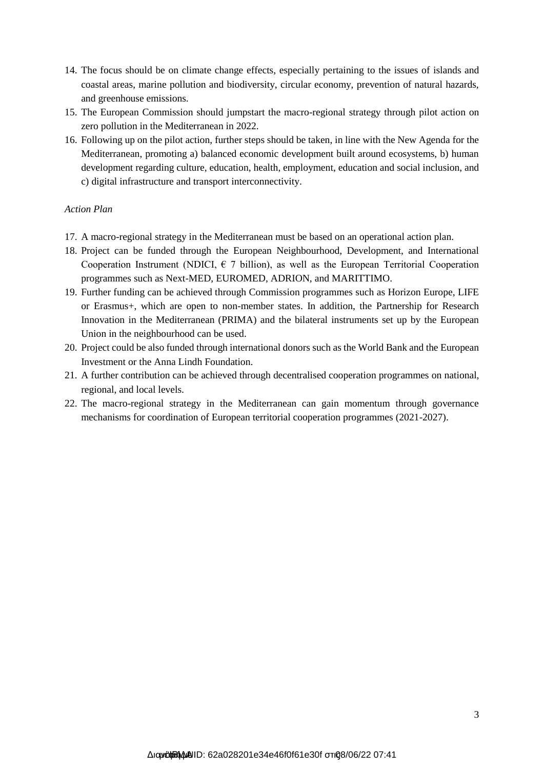14. The focus should be on climate change effects, especially pertaining to the issues of islands and coastal areas, marine pollution and biodiversity, circular economy, prevention of natural hazards, and greenhouse emissions.
15. The European Commission should jumpstart the macro-regional strategy through pilot action on zero pollution in the Mediterranean in 2022.
16. Following up on the pilot action, further steps should be taken, in line with the New Agenda for the Mediterranean, promoting a) balanced economic development built around ecosystems, b) human development regarding culture, education, health, employment, education and social inclusion, and c) digital infrastructure and transport interconnectivity.

*Action Plan*

17. A macro-regional strategy in the Mediterranean must be based on an operational action plan.
18. Project can be funded through the European Neighbourhood, Development, and International Cooperation Instrument (NDICI, € 7 billion), as well as the European Territorial Cooperation programmes such as Next-MED, EUROMED, ADRION, and MARITTIMO.
19. Further funding can be achieved through Commission programmes such as Horizon Europe, LIFE or Erasmus+, which are open to non-member states. In addition, the Partnership for Research Innovation in the Mediterranean (PRIMA) and the bilateral instruments set up by the European Union in the neighbourhood can be used.
20. Project could be also funded through international donors such as the World Bank and the European Investment or the Anna Lindh Foundation.
21. A further contribution can be achieved through decentralised cooperation programmes on national, regional, and local levels.
22. The macro-regional strategy in the Mediterranean can gain momentum through governance mechanisms for coordination of European territorial cooperation programmes (2021-2027).